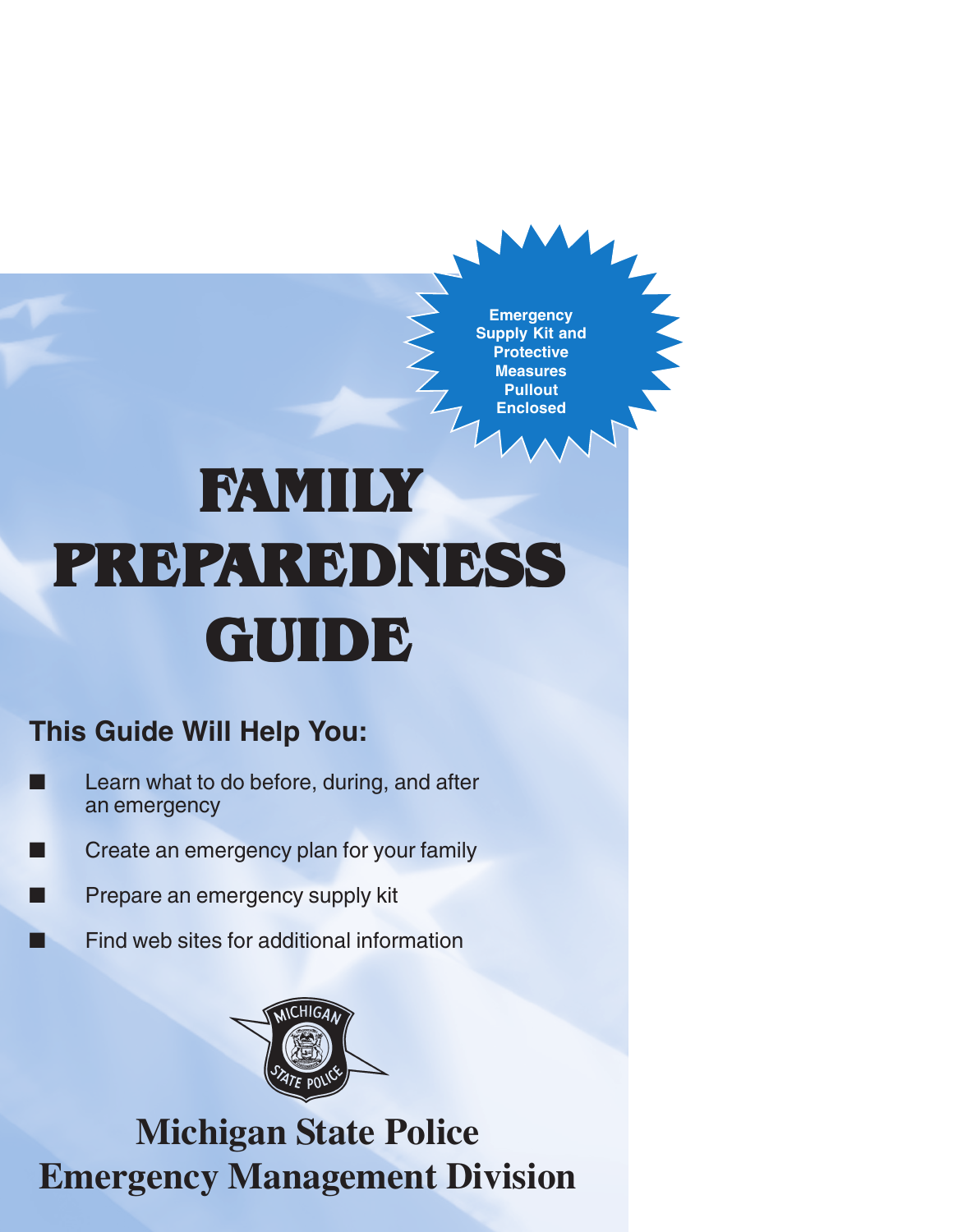Emergency Supply Kit and Protective Measures Pullout Enclosed

# FAMILY PREPAREDNESS GUIDE

### This Guide Will Help You:

- Learn what to do before, during, and after an emergency
- Create an emergency plan for your family
- Prepare an emergency supply kit
- Find web sites for additional information

MICHIGAN STATE POLICE

**Michigan State Police**
**Emergency Management Division**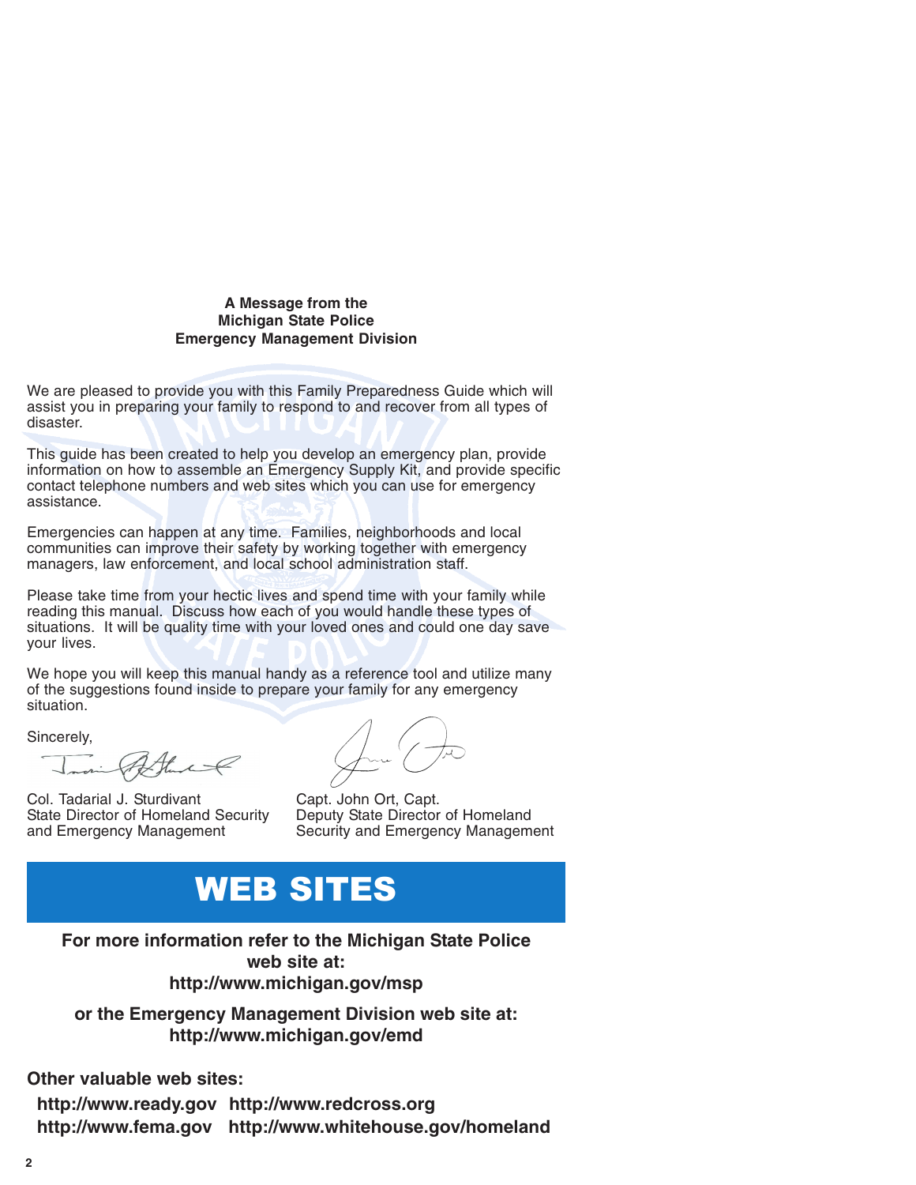**A Message from the Michigan State Police Emergency Management Division**

We are pleased to provide you with this Family Preparedness Guide which will assist you in preparing your family to respond to and recover from all types of disaster.

This guide has been created to help you develop an emergency plan, provide information on how to assemble an Emergency Supply Kit, and provide specific contact telephone numbers and web sites which you can use for emergency assistance.

Emergencies can happen at any time. Families, neighborhoods and local communities can improve their safety by working together with emergency managers, law enforcement, and local school administration staff.

Please take time from your hectic lives and spend time with your family while reading this manual. Discuss how each of you would handle these types of situations. It will be quality time with your loved ones and could one day save your lives.

We hope you will keep this manual handy as a reference tool and utilize many of the suggestions found inside to prepare your family for any emergency situation.

Sincerely,

Col. Tadarial J. Sturdivant
State Director of Homeland Security
and Emergency Management

Capt. John Ort, Capt.
Deputy State Director of Homeland
Security and Emergency Management

# WEB SITES

**For more information refer to the Michigan State Police web site at:**
**http://www.michigan.gov/msp**

**or the Emergency Management Division web site at:**
**http://www.michigan.gov/emd**

**Other valuable web sites:**

**http://www.ready.gov**
**http://www.redcross.org**
**http://www.fema.gov**
**http://www.whitehouse.gov/homeland**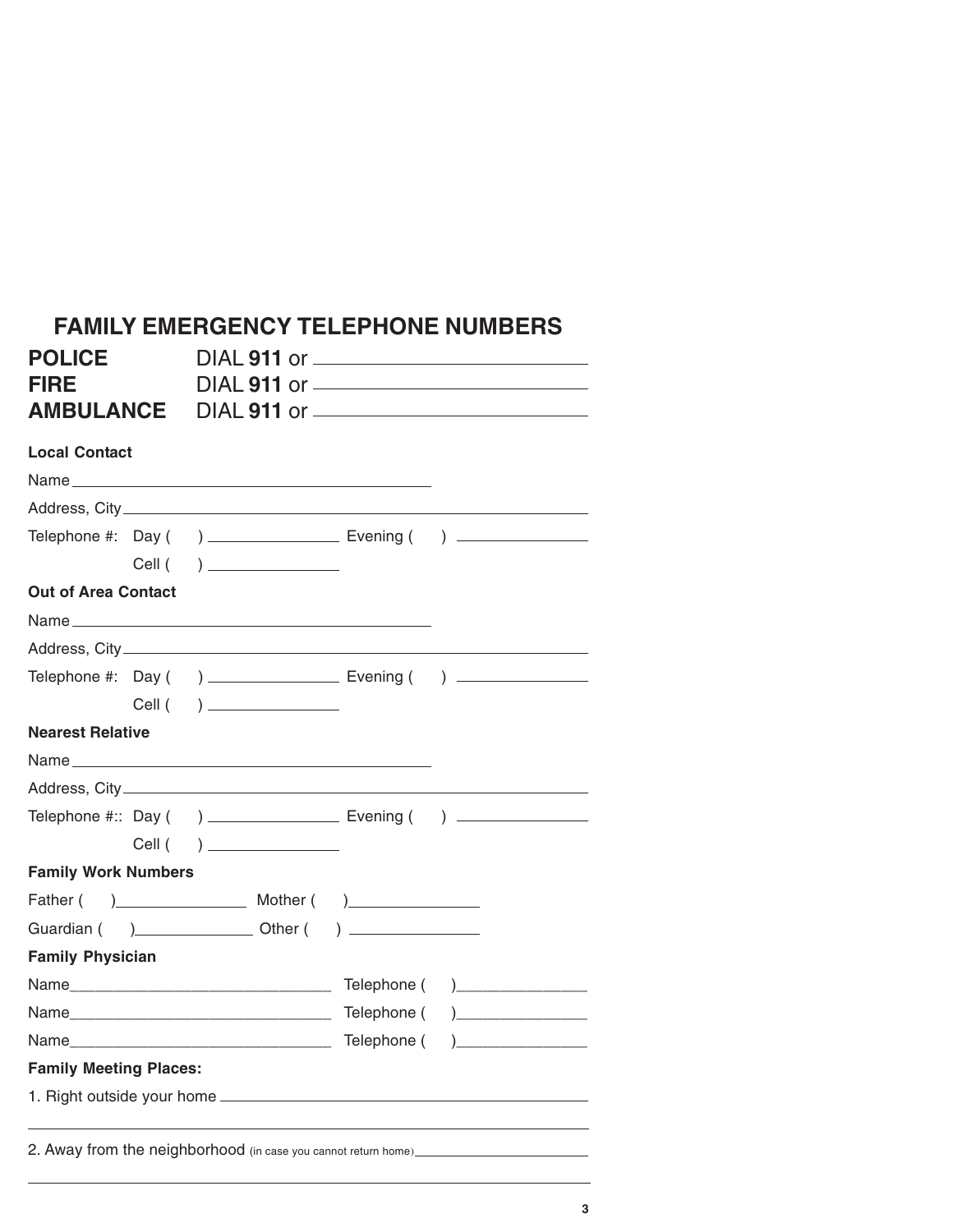## FAMILY EMERGENCY TELEPHONE NUMBERS

**POLICE** DIAL **911** or ______________________________

**FIRE** DIAL **911** or ______________________________

**AMBULANCE** DIAL **911** or ______________________________

**Local Contact**

Name ______________________________________________

Address, City ________________________________________________________

Telephone #: Day (    ) ________________ Evening (    ) ________________

Cell (    ) ________________

**Out of Area Contact**

Name ______________________________________________

Address, City ________________________________________________________

Telephone #: Day (    ) ________________ Evening (    ) ________________

Cell (    ) ________________

**Nearest Relative**

Name ______________________________________________

Address, City ________________________________________________________

Telephone #:: Day (    ) ________________ Evening (    ) ________________

Cell (    ) ________________

**Family Work Numbers**

Father (    )________________ Mother (    )________________

Guardian (    )______________ Other (    ) ________________

**Family Physician**

Name________________________________ Telephone (    )________________

Name________________________________ Telephone (    )________________

Name________________________________ Telephone (    )________________

**Family Meeting Places:**

1. Right outside your home ______________________________________________

________________________________________________________________________

2. Away from the neighborhood (in case you cannot return home)______________________

________________________________________________________________________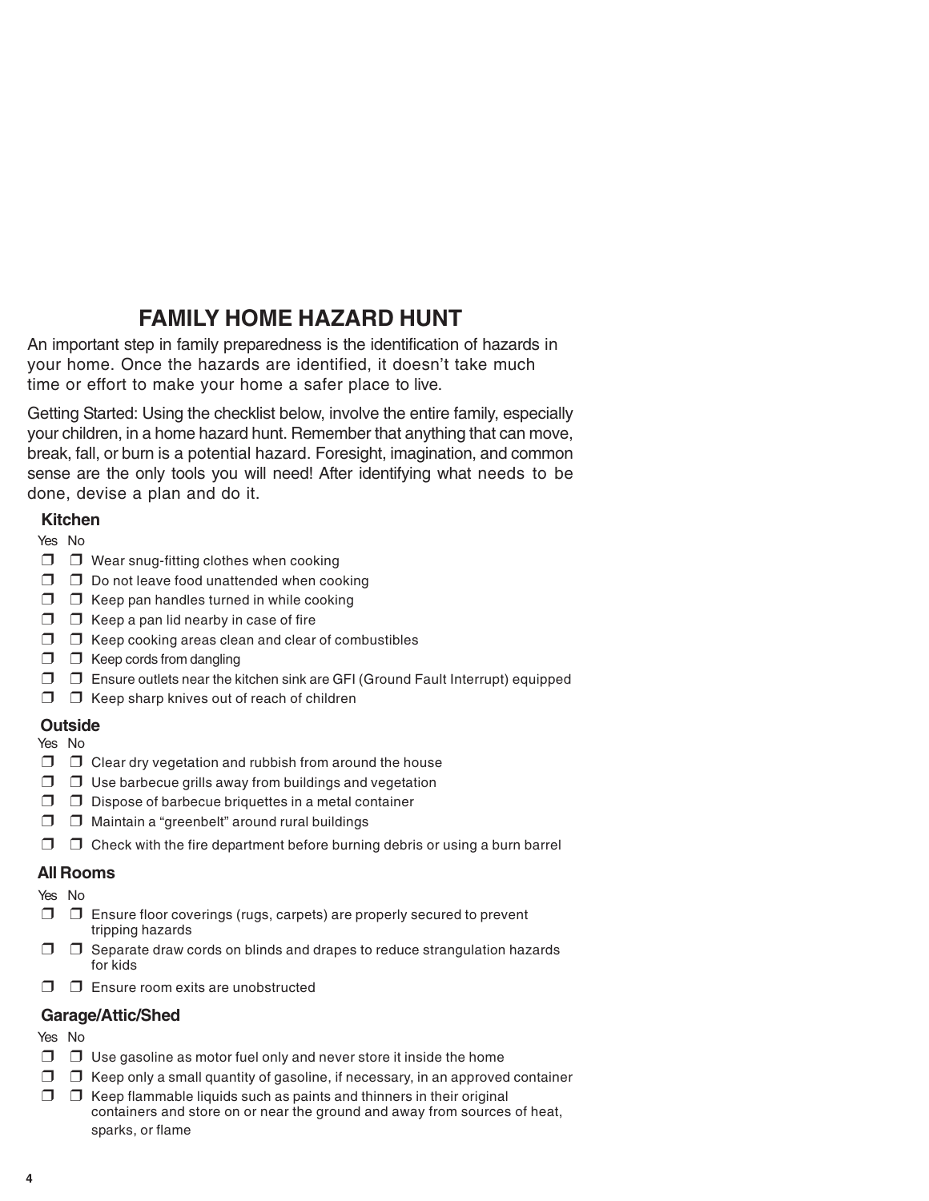# FAMILY HOME HAZARD HUNT

An important step in family preparedness is the identification of hazards in your home. Once the hazards are identified, it doesn't take much time or effort to make your home a safer place to live.

Getting Started: Using the checklist below, involve the entire family, especially your children, in a home hazard hunt. Remember that anything that can move, break, fall, or burn is a potential hazard. Foresight, imagination, and common sense are the only tools you will need! After identifying what needs to be done, devise a plan and do it.

## Kitchen

Yes No

- ❒ ❒ Wear snug-fitting clothes when cooking
- ❒ ❒ Do not leave food unattended when cooking
- ❒ ❒ Keep pan handles turned in while cooking
- ❒ ❒ Keep a pan lid nearby in case of fire
- ❒ ❒ Keep cooking areas clean and clear of combustibles
- ❒ ❒ Keep cords from dangling
- ❒ ❒ Ensure outlets near the kitchen sink are GFI (Ground Fault Interrupt) equipped
- ❒ ❒ Keep sharp knives out of reach of children

## Outside

Yes No

- ❒ ❒ Clear dry vegetation and rubbish from around the house
- ❒ ❒ Use barbecue grills away from buildings and vegetation
- ❒ ❒ Dispose of barbecue briquettes in a metal container
- ❒ ❒ Maintain a "greenbelt" around rural buildings
- ❒ ❒ Check with the fire department before burning debris or using a burn barrel

## All Rooms

Yes No

- ❒ ❒ Ensure floor coverings (rugs, carpets) are properly secured to prevent tripping hazards
- ❒ ❒ Separate draw cords on blinds and drapes to reduce strangulation hazards for kids
- ❒ ❒ Ensure room exits are unobstructed

## Garage/Attic/Shed

Yes No

- ❒ ❒ Use gasoline as motor fuel only and never store it inside the home
- ❒ ❒ Keep only a small quantity of gasoline, if necessary, in an approved container
- ❒ ❒ Keep flammable liquids such as paints and thinners in their original containers and store on or near the ground and away from sources of heat, sparks, or flame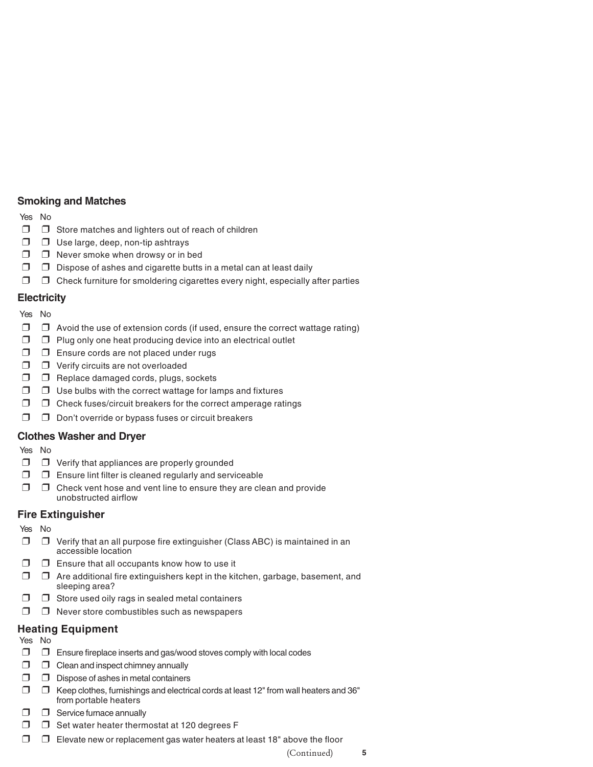## Smoking and Matches

Yes No

- ❒ ❒ Store matches and lighters out of reach of children
- ❒ ❒ Use large, deep, non-tip ashtrays
- ❒ ❒ Never smoke when drowsy or in bed
- ❒ ❒ Dispose of ashes and cigarette butts in a metal can at least daily
- ❒ ❒ Check furniture for smoldering cigarettes every night, especially after parties

## Electricity

Yes No

- ❒ ❒ Avoid the use of extension cords (if used, ensure the correct wattage rating)
- ❒ ❒ Plug only one heat producing device into an electrical outlet
- ❒ ❒ Ensure cords are not placed under rugs
- ❒ ❒ Verify circuits are not overloaded
- ❒ ❒ Replace damaged cords, plugs, sockets
- ❒ ❒ Use bulbs with the correct wattage for lamps and fixtures
- ❒ ❒ Check fuses/circuit breakers for the correct amperage ratings
- ❒ ❒ Don't override or bypass fuses or circuit breakers

## Clothes Washer and Dryer

Yes No

- ❒ ❒ Verify that appliances are properly grounded
- ❒ ❒ Ensure lint filter is cleaned regularly and serviceable
- ❒ ❒ Check vent hose and vent line to ensure they are clean and provide unobstructed airflow

## Fire Extinguisher

Yes No

- ❒ ❒ Verify that an all purpose fire extinguisher (Class ABC) is maintained in an accessible location
- ❒ ❒ Ensure that all occupants know how to use it
- ❒ ❒ Are additional fire extinguishers kept in the kitchen, garbage, basement, and sleeping area?
- ❒ ❒ Store used oily rags in sealed metal containers
- ❒ ❒ Never store combustibles such as newspapers

## Heating Equipment

Yes No

- ❒ ❒ Ensure fireplace inserts and gas/wood stoves comply with local codes
- ❒ ❒ Clean and inspect chimney annually
- ❒ ❒ Dispose of ashes in metal containers
- ❒ ❒ Keep clothes, furnishings and electrical cords at least 12" from wall heaters and 36" from portable heaters
- ❒ ❒ Service furnace annually
- ❒ ❒ Set water heater thermostat at 120 degrees F
- ❒ ❒ Elevate new or replacement gas water heaters at least 18" above the floor

(Continued)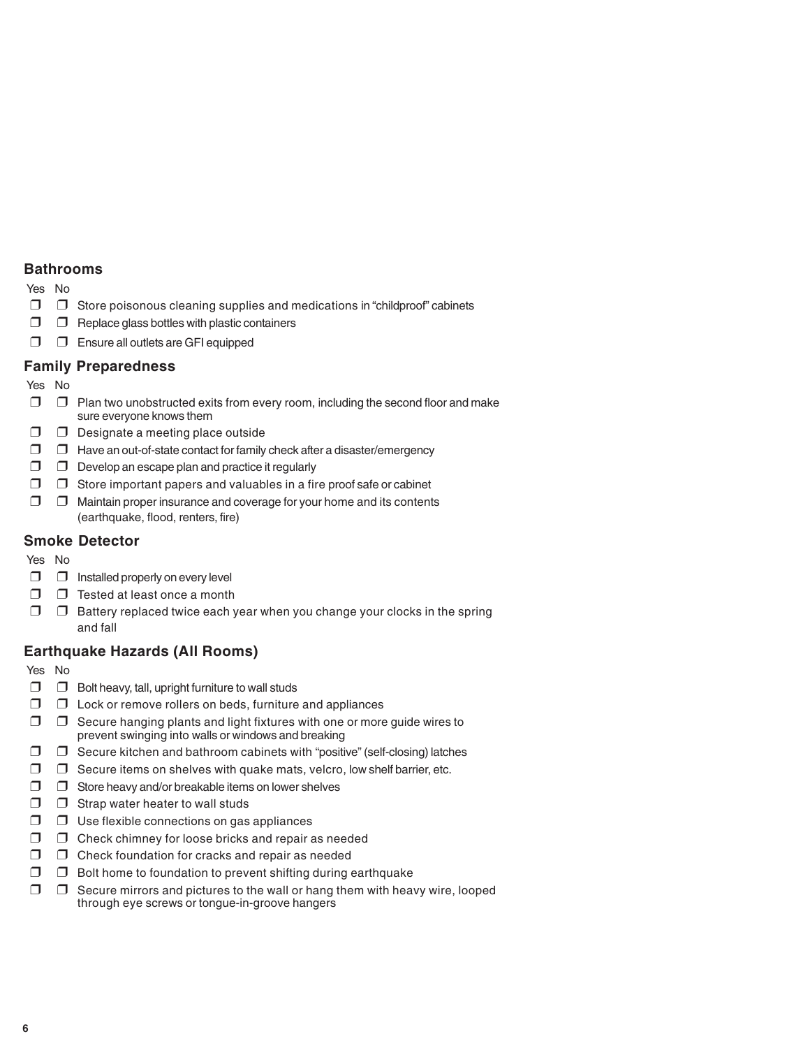## Bathrooms

Yes No

- ❒ ❒ Store poisonous cleaning supplies and medications in "childproof" cabinets
- ❒ ❒ Replace glass bottles with plastic containers
- ❒ ❒ Ensure all outlets are GFI equipped

## Family Preparedness

Yes No

- ❒ ❒ Plan two unobstructed exits from every room, including the second floor and make sure everyone knows them
- ❒ ❒ Designate a meeting place outside
- ❒ ❒ Have an out-of-state contact for family check after a disaster/emergency
- ❒ ❒ Develop an escape plan and practice it regularly
- ❒ ❒ Store important papers and valuables in a fire proof safe or cabinet
- ❒ ❒ Maintain proper insurance and coverage for your home and its contents (earthquake, flood, renters, fire)

## Smoke Detector

Yes No

- ❒ ❒ Installed properly on every level
- ❒ ❒ Tested at least once a month
- ❒ ❒ Battery replaced twice each year when you change your clocks in the spring and fall

## Earthquake Hazards (All Rooms)

Yes No

- ❒ ❒ Bolt heavy, tall, upright furniture to wall studs
- ❒ ❒ Lock or remove rollers on beds, furniture and appliances
- ❒ ❒ Secure hanging plants and light fixtures with one or more guide wires to prevent swinging into walls or windows and breaking
- ❒ ❒ Secure kitchen and bathroom cabinets with "positive" (self-closing) latches
- ❒ ❒ Secure items on shelves with quake mats, velcro, low shelf barrier, etc.
- ❒ ❒ Store heavy and/or breakable items on lower shelves
- ❒ ❒ Strap water heater to wall studs
- ❒ ❒ Use flexible connections on gas appliances
- ❒ ❒ Check chimney for loose bricks and repair as needed
- ❒ ❒ Check foundation for cracks and repair as needed
- ❒ ❒ Bolt home to foundation to prevent shifting during earthquake
- ❒ ❒ Secure mirrors and pictures to the wall or hang them with heavy wire, looped through eye screws or tongue-in-groove hangers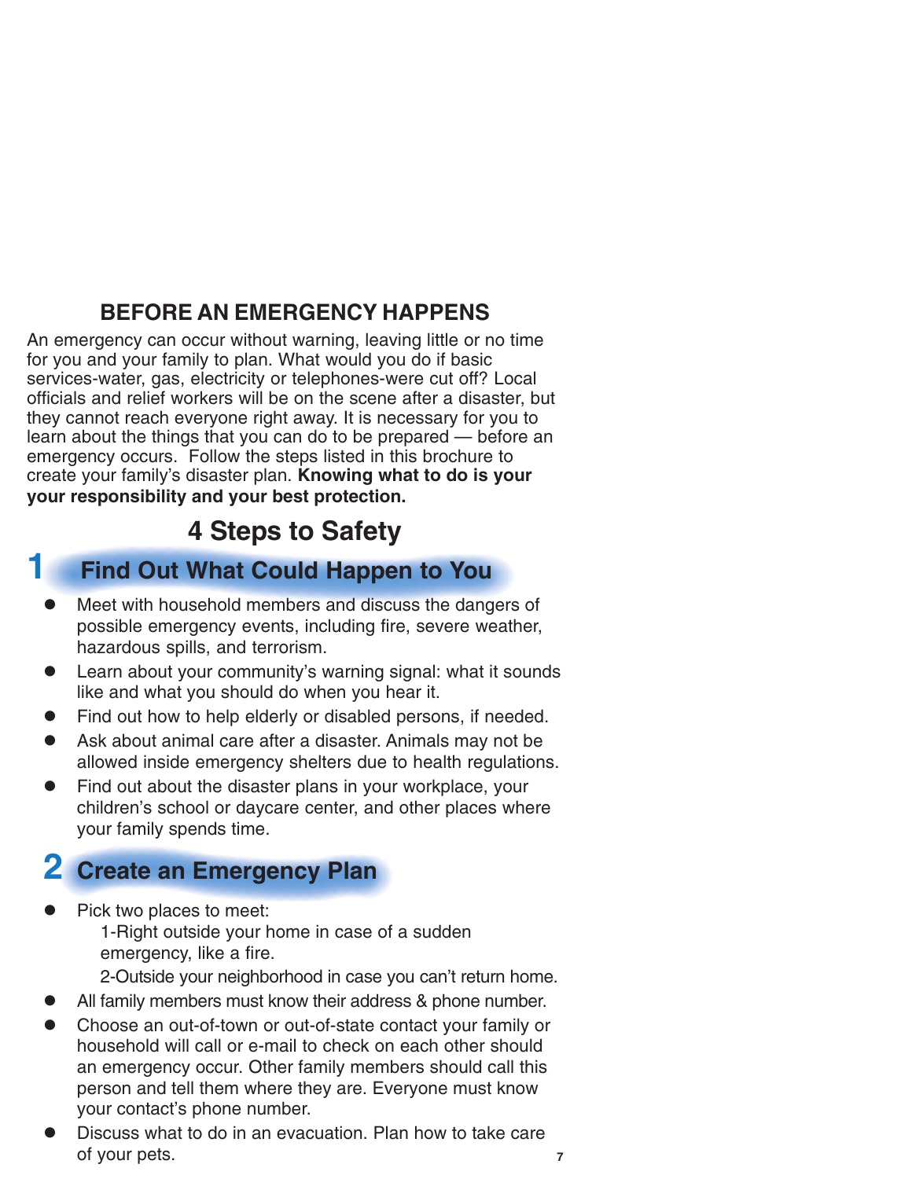## BEFORE AN EMERGENCY HAPPENS

An emergency can occur without warning, leaving little or no time for you and your family to plan. What would you do if basic services-water, gas, electricity or telephones-were cut off? Local officials and relief workers will be on the scene after a disaster, but they cannot reach everyone right away. It is necessary for you to learn about the things that you can do to be prepared — before an emergency occurs. Follow the steps listed in this brochure to create your family's disaster plan. **Knowing what to do is your your responsibility and your best protection.**

## 4 Steps to Safety

### 1 Find Out What Could Happen to You

- Meet with household members and discuss the dangers of possible emergency events, including fire, severe weather, hazardous spills, and terrorism.
- Learn about your community's warning signal: what it sounds like and what you should do when you hear it.
- Find out how to help elderly or disabled persons, if needed.
- Ask about animal care after a disaster. Animals may not be allowed inside emergency shelters due to health regulations.
- Find out about the disaster plans in your workplace, your children's school or daycare center, and other places where your family spends time.

### 2 Create an Emergency Plan

- Pick two places to meet:
  1-Right outside your home in case of a sudden emergency, like a fire.
  2-Outside your neighborhood in case you can't return home.
- All family members must know their address & phone number.
- Choose an out-of-town or out-of-state contact your family or household will call or e-mail to check on each other should an emergency occur. Other family members should call this person and tell them where they are. Everyone must know your contact's phone number.
- Discuss what to do in an evacuation. Plan how to take care of your pets.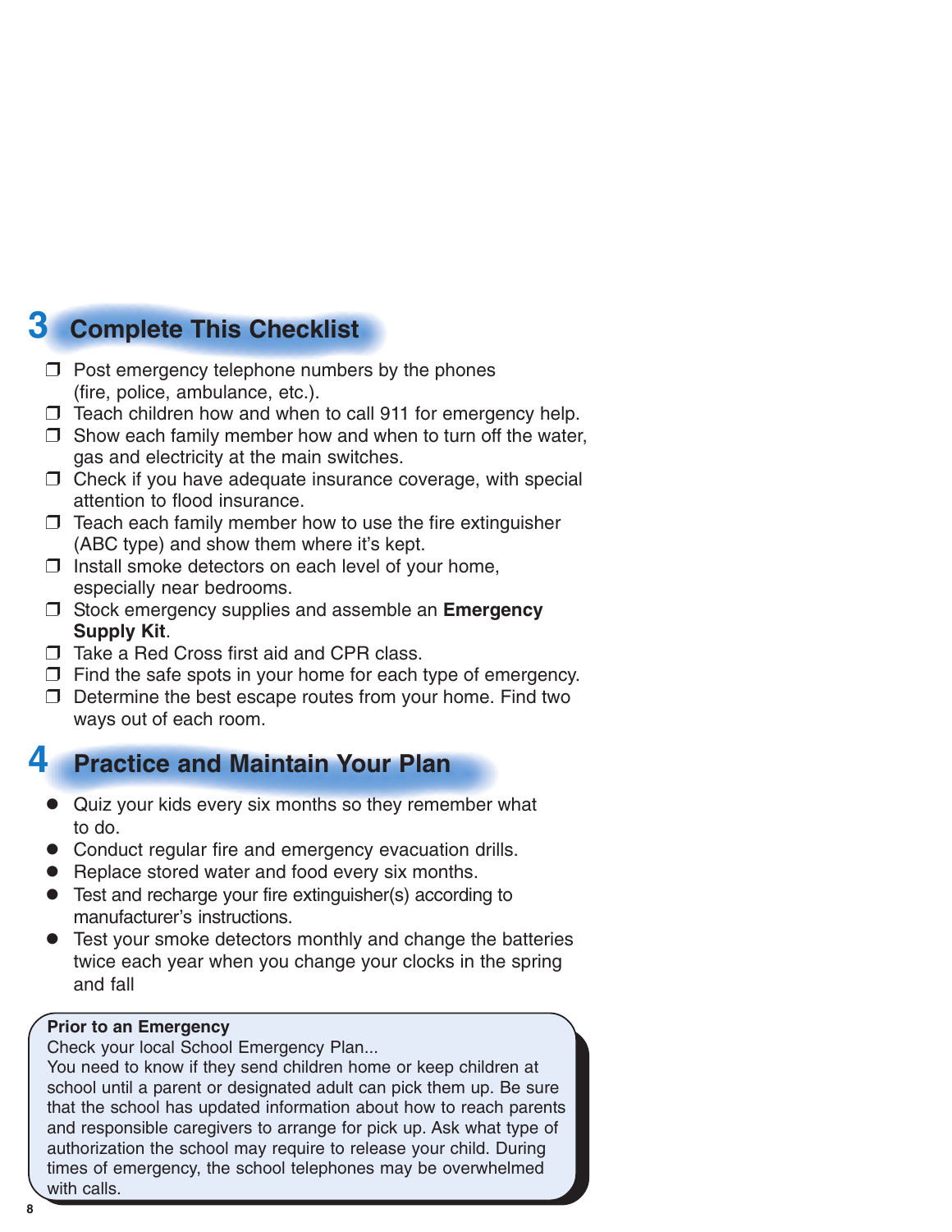## 3 Complete This Checklist

- ❒ Post emergency telephone numbers by the phones (fire, police, ambulance, etc.).
- ❒ Teach children how and when to call 911 for emergency help.
- ❒ Show each family member how and when to turn off the water, gas and electricity at the main switches.
- ❒ Check if you have adequate insurance coverage, with special attention to flood insurance.
- ❒ Teach each family member how to use the fire extinguisher (ABC type) and show them where it's kept.
- ❒ Install smoke detectors on each level of your home, especially near bedrooms.
- ❒ Stock emergency supplies and assemble an **Emergency Supply Kit**.
- ❒ Take a Red Cross first aid and CPR class.
- ❒ Find the safe spots in your home for each type of emergency.
- ❒ Determine the best escape routes from your home. Find two ways out of each room.

## 4 Practice and Maintain Your Plan

- Quiz your kids every six months so they remember what to do.
- Conduct regular fire and emergency evacuation drills.
- Replace stored water and food every six months.
- Test and recharge your fire extinguisher(s) according to manufacturer's instructions.
- Test your smoke detectors monthly and change the batteries twice each year when you change your clocks in the spring and fall

**Prior to an Emergency**

Check your local School Emergency Plan...

You need to know if they send children home or keep children at school until a parent or designated adult can pick them up. Be sure that the school has updated information about how to reach parents and responsible caregivers to arrange for pick up. Ask what type of authorization the school may require to release your child. During times of emergency, the school telephones may be overwhelmed with calls.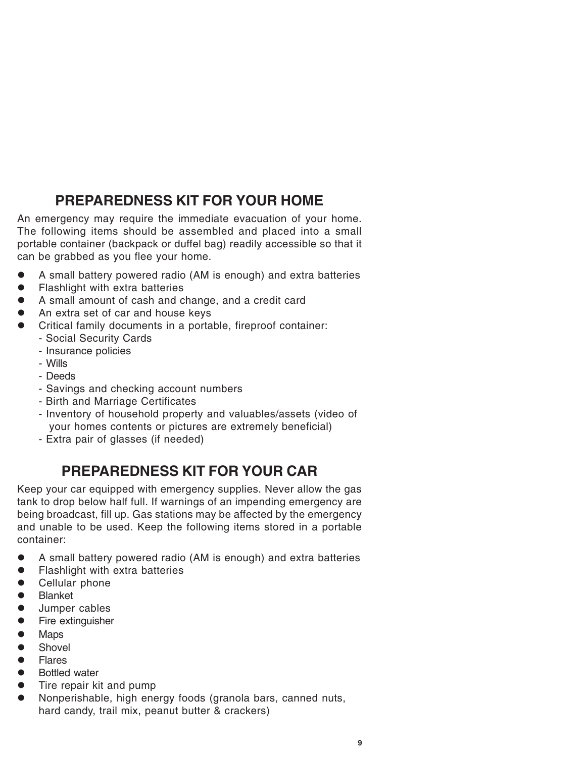## PREPAREDNESS KIT FOR YOUR HOME

An emergency may require the immediate evacuation of your home. The following items should be assembled and placed into a small portable container (backpack or duffel bag) readily accessible so that it can be grabbed as you flee your home.

- A small battery powered radio (AM is enough) and extra batteries
- Flashlight with extra batteries
- A small amount of cash and change, and a credit card
- An extra set of car and house keys
- Critical family documents in a portable, fireproof container:
  - Social Security Cards
  - Insurance policies
  - Wills
  - Deeds
  - Savings and checking account numbers
  - Birth and Marriage Certificates
  - Inventory of household property and valuables/assets (video of your homes contents or pictures are extremely beneficial)
  - Extra pair of glasses (if needed)

## PREPAREDNESS KIT FOR YOUR CAR

Keep your car equipped with emergency supplies. Never allow the gas tank to drop below half full. If warnings of an impending emergency are being broadcast, fill up. Gas stations may be affected by the emergency and unable to be used. Keep the following items stored in a portable container:

- A small battery powered radio (AM is enough) and extra batteries
- Flashlight with extra batteries
- Cellular phone
- Blanket
- Jumper cables
- Fire extinguisher
- Maps
- Shovel
- Flares
- Bottled water
- Tire repair kit and pump
- Nonperishable, high energy foods (granola bars, canned nuts, hard candy, trail mix, peanut butter & crackers)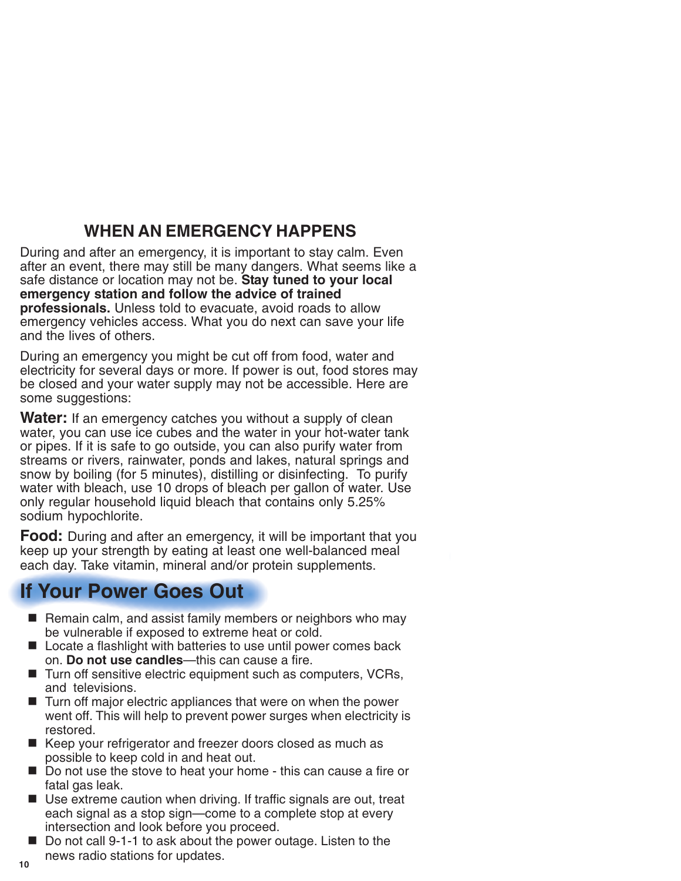## WHEN AN EMERGENCY HAPPENS

During and after an emergency, it is important to stay calm. Even after an event, there may still be many dangers. What seems like a safe distance or location may not be. **Stay tuned to your local emergency station and follow the advice of trained professionals.** Unless told to evacuate, avoid roads to allow emergency vehicles access. What you do next can save your life and the lives of others.

During an emergency you might be cut off from food, water and electricity for several days or more. If power is out, food stores may be closed and your water supply may not be accessible. Here are some suggestions:

**Water:** If an emergency catches you without a supply of clean water, you can use ice cubes and the water in your hot-water tank or pipes. If it is safe to go outside, you can also purify water from streams or rivers, rainwater, ponds and lakes, natural springs and snow by boiling (for 5 minutes), distilling or disinfecting. To purify water with bleach, use 10 drops of bleach per gallon of water. Use only regular household liquid bleach that contains only 5.25% sodium hypochlorite.

**Food:** During and after an emergency, it will be important that you keep up your strength by eating at least one well-balanced meal each day. Take vitamin, mineral and/or protein supplements.

## If Your Power Goes Out

- Remain calm, and assist family members or neighbors who may be vulnerable if exposed to extreme heat or cold.
- Locate a flashlight with batteries to use until power comes back on. **Do not use candles**—this can cause a fire.
- Turn off sensitive electric equipment such as computers, VCRs, and televisions.
- Turn off major electric appliances that were on when the power went off. This will help to prevent power surges when electricity is restored.
- Keep your refrigerator and freezer doors closed as much as possible to keep cold in and heat out.
- Do not use the stove to heat your home - this can cause a fire or fatal gas leak.
- Use extreme caution when driving. If traffic signals are out, treat each signal as a stop sign—come to a complete stop at every intersection and look before you proceed.
- Do not call 9-1-1 to ask about the power outage. Listen to the news radio stations for updates.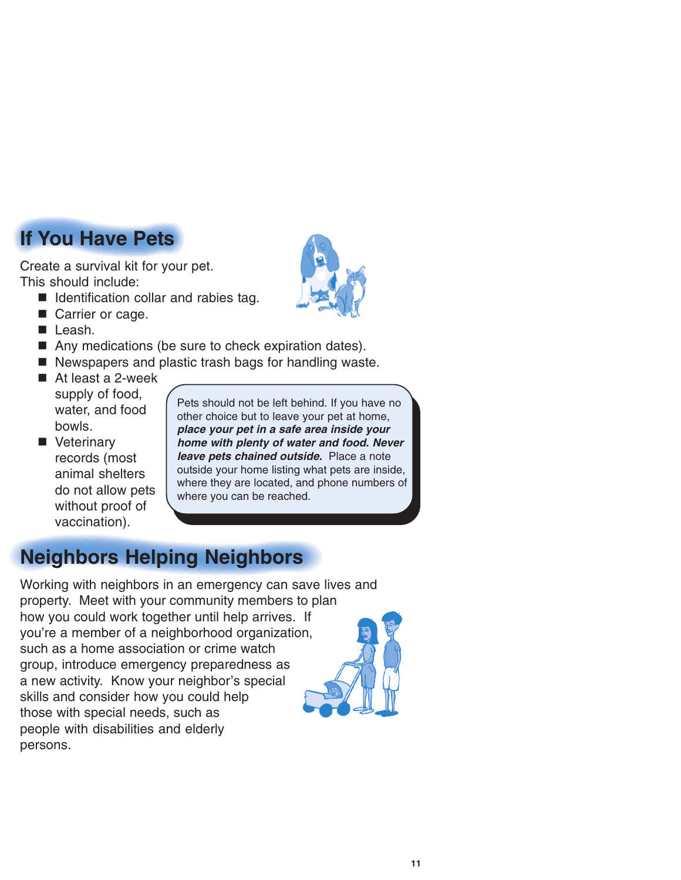## If You Have Pets

Create a survival kit for your pet. This should include:

- Identification collar and rabies tag.
- Carrier or cage.
- Leash.
- Any medications (be sure to check expiration dates).
- Newspapers and plastic trash bags for handling waste.
- At least a 2-week supply of food, water, and food bowls.
- Veterinary records (most animal shelters do not allow pets without proof of vaccination).

Pets should not be left behind. If you have no other choice but to leave your pet at home, ***place your pet in a safe area inside your home with plenty of water and food. Never leave pets chained outside.*** Place a note outside your home listing what pets are inside, where they are located, and phone numbers of where you can be reached.

## Neighbors Helping Neighbors

Working with neighbors in an emergency can save lives and property. Meet with your community members to plan how you could work together until help arrives. If you're a member of a neighborhood organization, such as a home association or crime watch group, introduce emergency preparedness as a new activity. Know your neighbor's special skills and consider how you could help those with special needs, such as people with disabilities and elderly persons.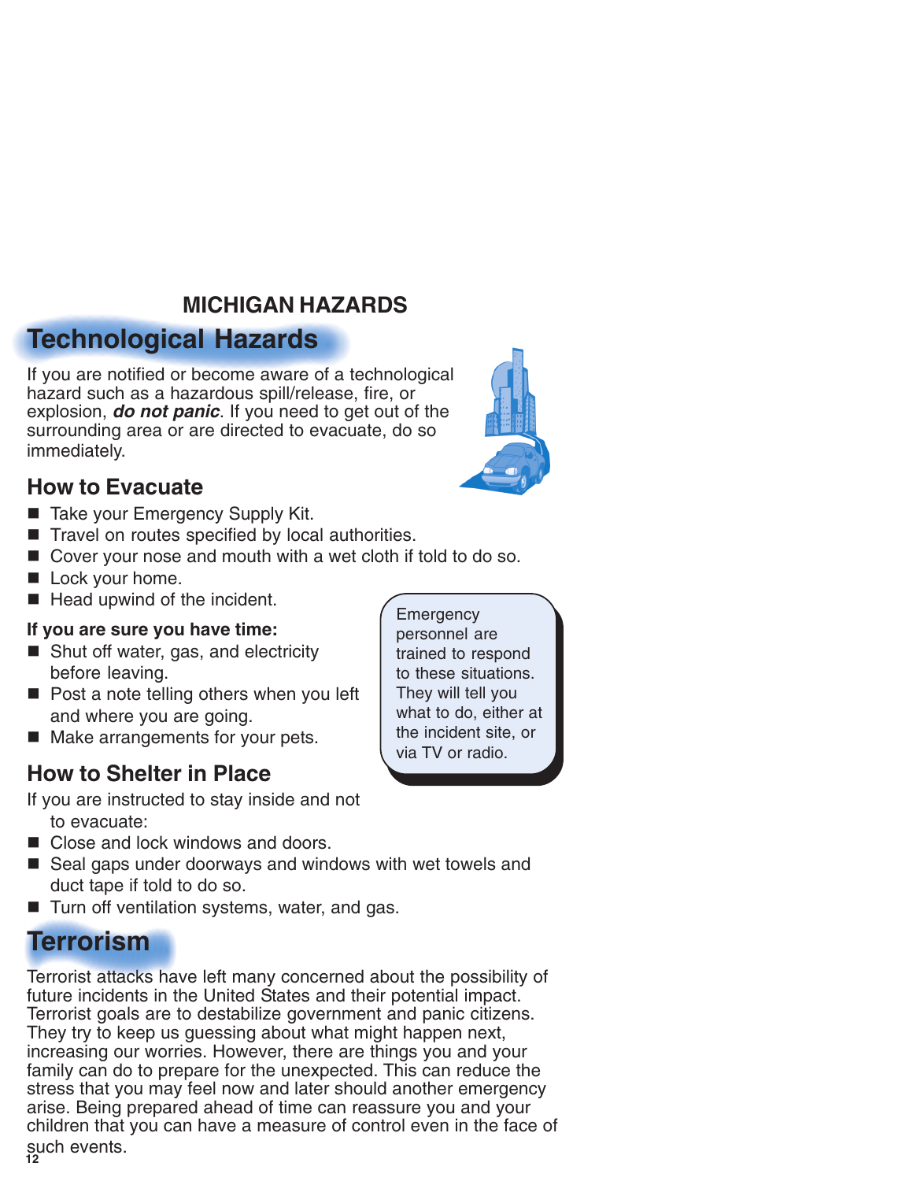# MICHIGAN HAZARDS

## Technological Hazards

If you are notified or become aware of a technological hazard such as a hazardous spill/release, fire, or explosion, ***do not panic***. If you need to get out of the surrounding area or are directed to evacuate, do so immediately.

### How to Evacuate

- Take your Emergency Supply Kit.
- Travel on routes specified by local authorities.
- Cover your nose and mouth with a wet cloth if told to do so.
- Lock your home.
- Head upwind of the incident.

**If you are sure you have time:**

- Shut off water, gas, and electricity before leaving.
- Post a note telling others when you left and where you are going.
- Make arrangements for your pets.

Emergency personnel are trained to respond to these situations. They will tell you what to do, either at the incident site, or via TV or radio.

### How to Shelter in Place

If you are instructed to stay inside and not to evacuate:

- Close and lock windows and doors.
- Seal gaps under doorways and windows with wet towels and duct tape if told to do so.
- Turn off ventilation systems, water, and gas.

## Terrorism

Terrorist attacks have left many concerned about the possibility of future incidents in the United States and their potential impact. Terrorist goals are to destabilize government and panic citizens. They try to keep us guessing about what might happen next, increasing our worries. However, there are things you and your family can do to prepare for the unexpected. This can reduce the stress that you may feel now and later should another emergency arise. Being prepared ahead of time can reassure you and your children that you can have a measure of control even in the face of such events.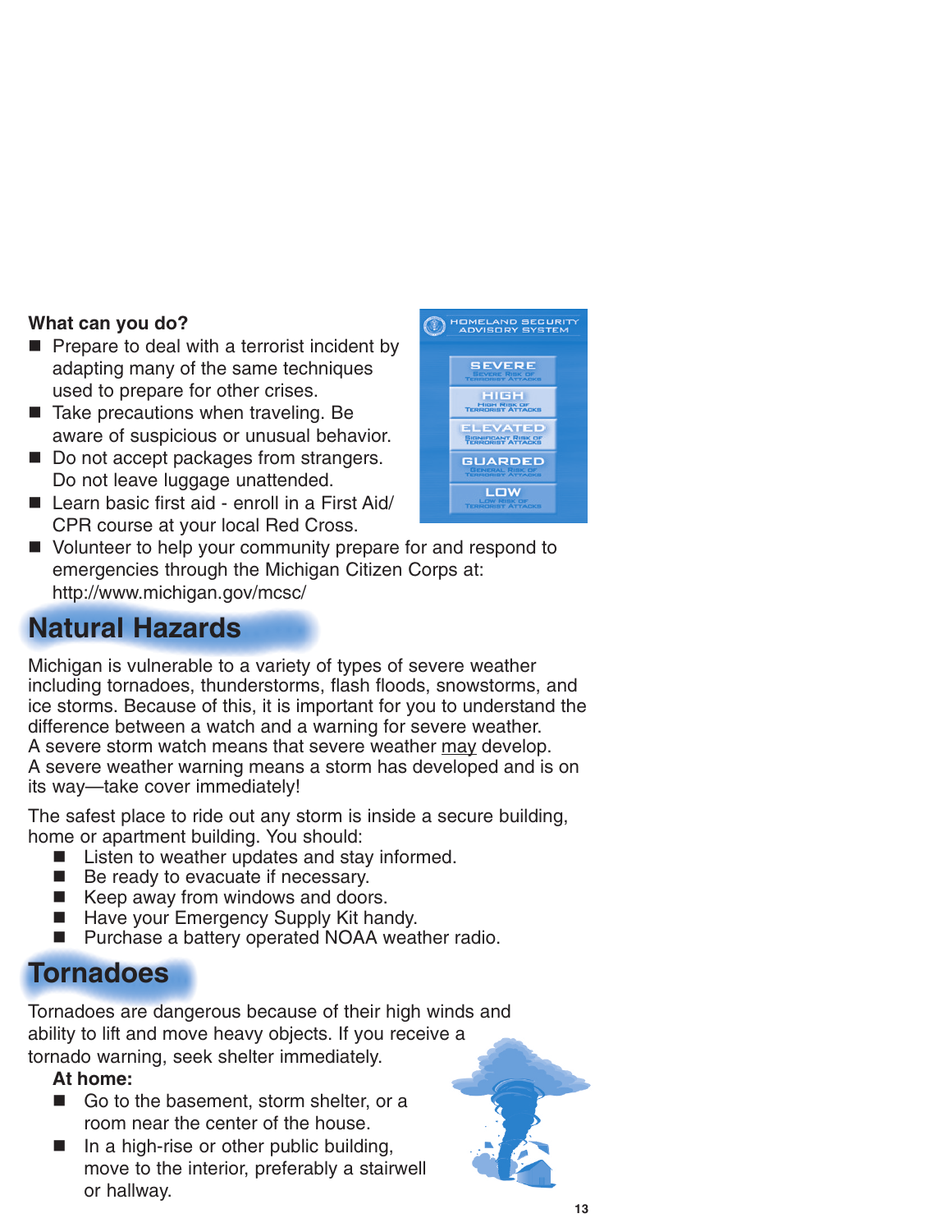**What can you do?**

- Prepare to deal with a terrorist incident by adapting many of the same techniques used to prepare for other crises.
- Take precautions when traveling. Be aware of suspicious or unusual behavior.
- Do not accept packages from strangers. Do not leave luggage unattended.
- Learn basic first aid - enroll in a First Aid/ CPR course at your local Red Cross.
- Volunteer to help your community prepare for and respond to emergencies through the Michigan Citizen Corps at: http://www.michigan.gov/mcsc/

## Natural Hazards

Michigan is vulnerable to a variety of types of severe weather including tornadoes, thunderstorms, flash floods, snowstorms, and ice storms. Because of this, it is important for you to understand the difference between a watch and a warning for severe weather.
A severe storm watch means that severe weather may develop.
A severe weather warning means a storm has developed and is on its way—take cover immediately!

The safest place to ride out any storm is inside a secure building, home or apartment building. You should:

- Listen to weather updates and stay informed.
- Be ready to evacuate if necessary.
- Keep away from windows and doors.
- Have your Emergency Supply Kit handy.
- Purchase a battery operated NOAA weather radio.

## Tornadoes

Tornadoes are dangerous because of their high winds and ability to lift and move heavy objects. If you receive a tornado warning, seek shelter immediately.

**At home:**

- Go to the basement, storm shelter, or a room near the center of the house.
- In a high-rise or other public building, move to the interior, preferably a stairwell or hallway.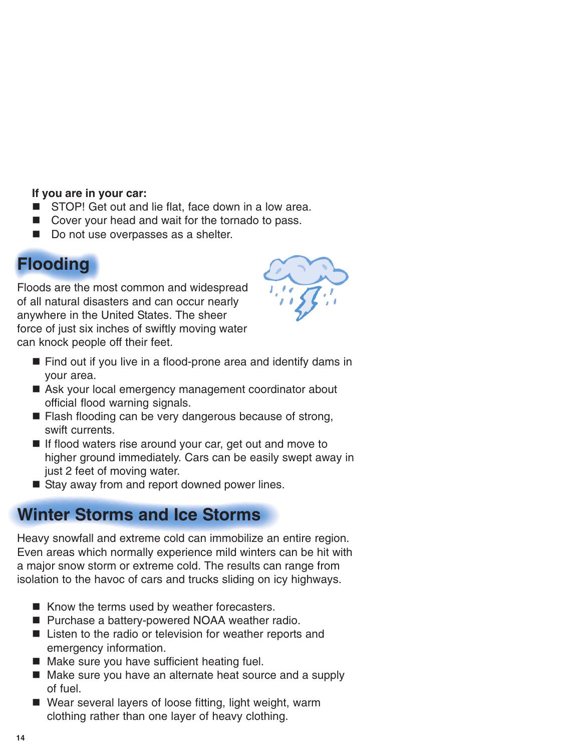**If you are in your car:**

- STOP! Get out and lie flat, face down in a low area.
- Cover your head and wait for the tornado to pass.
- Do not use overpasses as a shelter.

## Flooding

Floods are the most common and widespread of all natural disasters and can occur nearly anywhere in the United States. The sheer force of just six inches of swiftly moving water can knock people off their feet.

- Find out if you live in a flood-prone area and identify dams in your area.
- Ask your local emergency management coordinator about official flood warning signals.
- Flash flooding can be very dangerous because of strong, swift currents.
- If flood waters rise around your car, get out and move to higher ground immediately. Cars can be easily swept away in just 2 feet of moving water.
- Stay away from and report downed power lines.

## Winter Storms and Ice Storms

Heavy snowfall and extreme cold can immobilize an entire region. Even areas which normally experience mild winters can be hit with a major snow storm or extreme cold. The results can range from isolation to the havoc of cars and trucks sliding on icy highways.

- Know the terms used by weather forecasters.
- Purchase a battery-powered NOAA weather radio.
- Listen to the radio or television for weather reports and emergency information.
- Make sure you have sufficient heating fuel.
- Make sure you have an alternate heat source and a supply of fuel.
- Wear several layers of loose fitting, light weight, warm clothing rather than one layer of heavy clothing.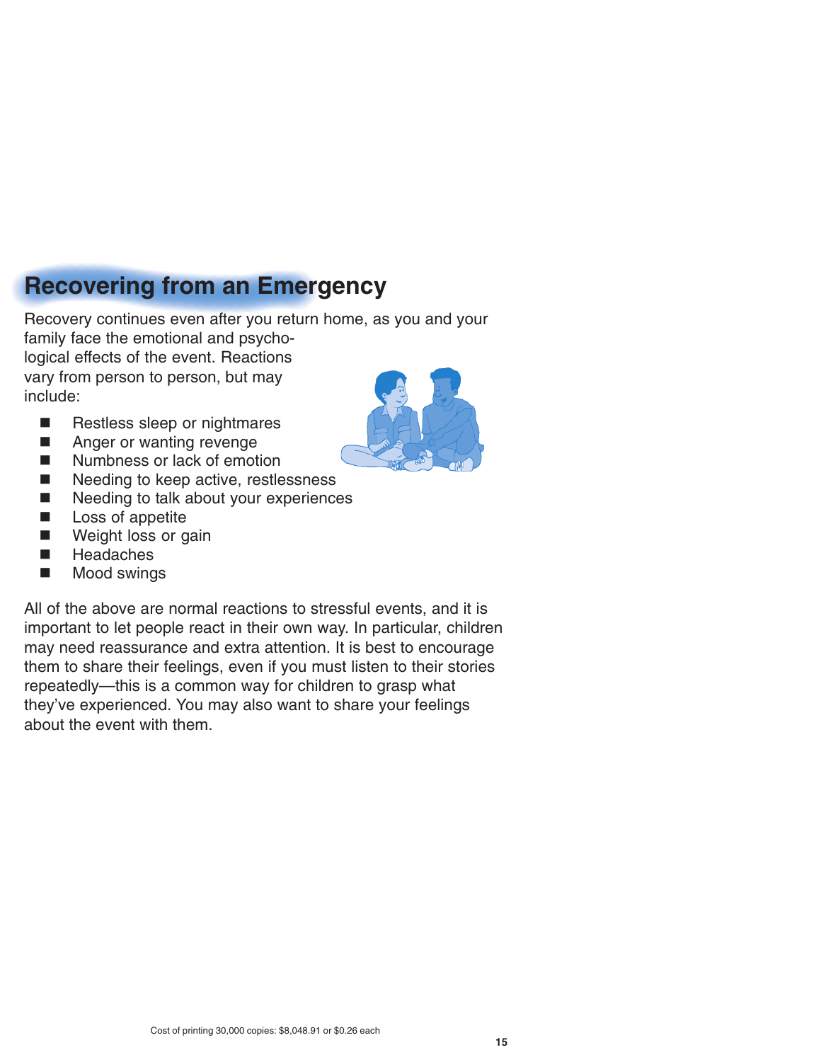## Recovering from an Emergency

Recovery continues even after you return home, as you and your family face the emotional and psychological effects of the event. Reactions vary from person to person, but may include:

- Restless sleep or nightmares
- Anger or wanting revenge
- Numbness or lack of emotion
- Needing to keep active, restlessness
- Needing to talk about your experiences
- Loss of appetite
- Weight loss or gain
- Headaches
- Mood swings

All of the above are normal reactions to stressful events, and it is important to let people react in their own way. In particular, children may need reassurance and extra attention. It is best to encourage them to share their feelings, even if you must listen to their stories repeatedly—this is a common way for children to grasp what they've experienced. You may also want to share your feelings about the event with them.

Cost of printing 30,000 copies: $8,048.91 or $0.26 each